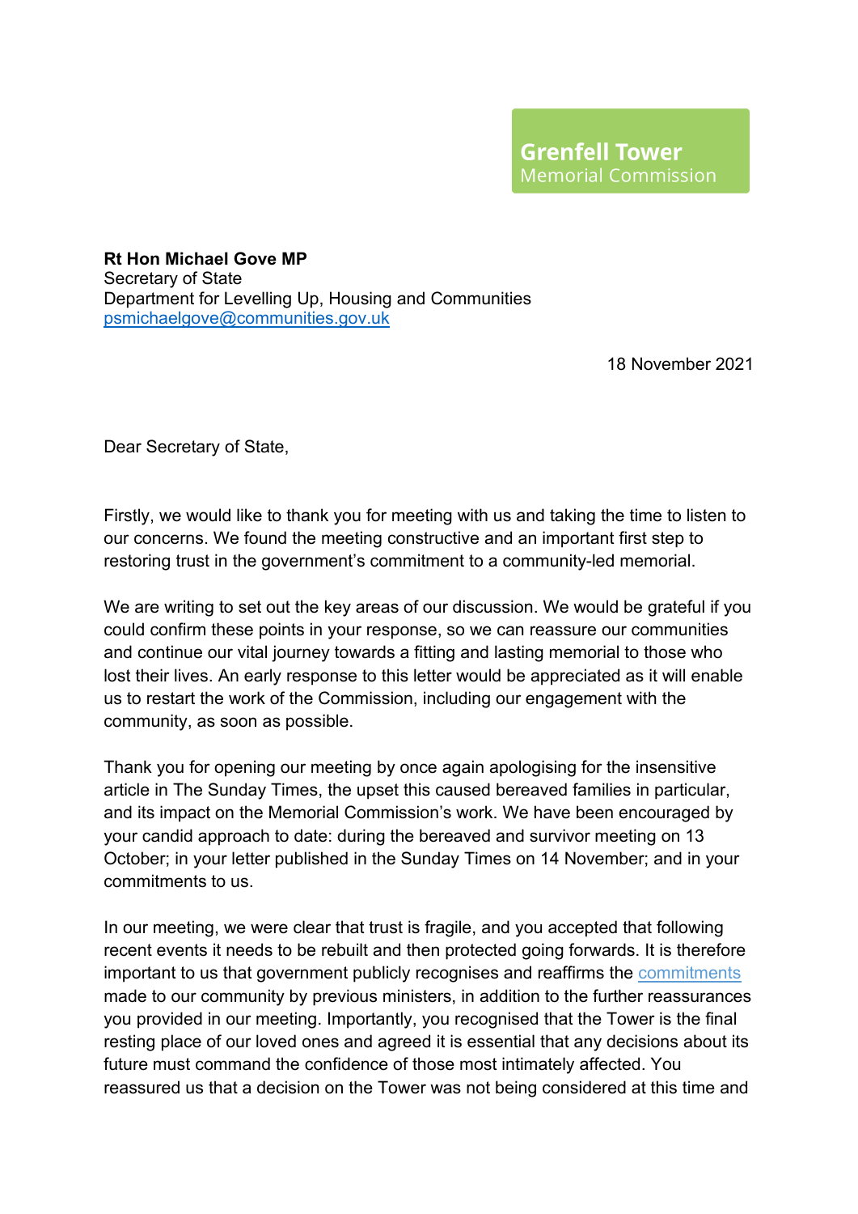**Grenfell Tower**
Memorial Commission

**Rt Hon Michael Gove MP**
Secretary of State
Department for Levelling Up, Housing and Communities
psmichaelgove@communities.gov.uk

18 November 2021

Dear Secretary of State,

Firstly, we would like to thank you for meeting with us and taking the time to listen to our concerns. We found the meeting constructive and an important first step to restoring trust in the government's commitment to a community-led memorial.

We are writing to set out the key areas of our discussion. We would be grateful if you could confirm these points in your response, so we can reassure our communities and continue our vital journey towards a fitting and lasting memorial to those who lost their lives. An early response to this letter would be appreciated as it will enable us to restart the work of the Commission, including our engagement with the community, as soon as possible.

Thank you for opening our meeting by once again apologising for the insensitive article in The Sunday Times, the upset this caused bereaved families in particular, and its impact on the Memorial Commission's work. We have been encouraged by your candid approach to date: during the bereaved and survivor meeting on 13 October; in your letter published in the Sunday Times on 14 November; and in your commitments to us.

In our meeting, we were clear that trust is fragile, and you accepted that following recent events it needs to be rebuilt and then protected going forwards. It is therefore important to us that government publicly recognises and reaffirms the commitments made to our community by previous ministers, in addition to the further reassurances you provided in our meeting. Importantly, you recognised that the Tower is the final resting place of our loved ones and agreed it is essential that any decisions about its future must command the confidence of those most intimately affected. You reassured us that a decision on the Tower was not being considered at this time and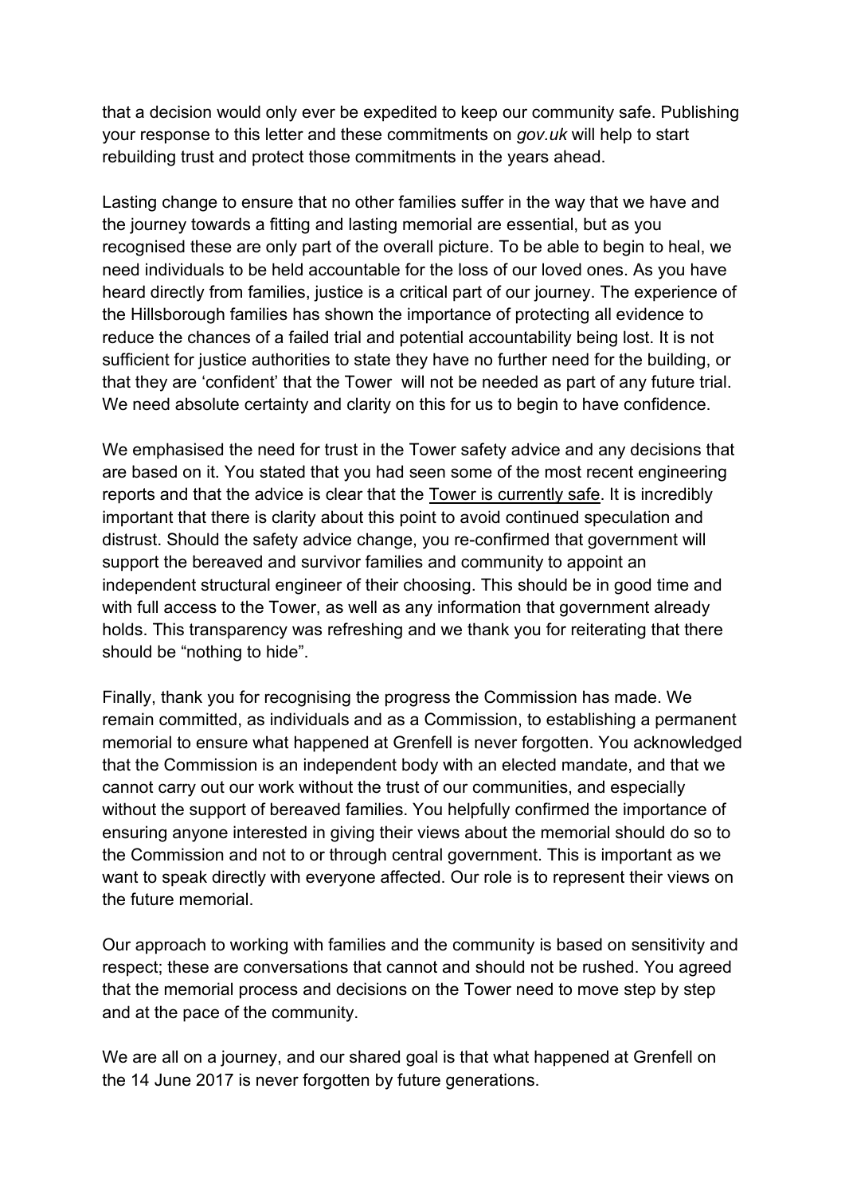that a decision would only ever be expedited to keep our community safe. Publishing your response to this letter and these commitments on *gov.uk* will help to start rebuilding trust and protect those commitments in the years ahead.

Lasting change to ensure that no other families suffer in the way that we have and the journey towards a fitting and lasting memorial are essential, but as you recognised these are only part of the overall picture. To be able to begin to heal, we need individuals to be held accountable for the loss of our loved ones. As you have heard directly from families, justice is a critical part of our journey. The experience of the Hillsborough families has shown the importance of protecting all evidence to reduce the chances of a failed trial and potential accountability being lost. It is not sufficient for justice authorities to state they have no further need for the building, or that they are 'confident' that the Tower will not be needed as part of any future trial. We need absolute certainty and clarity on this for us to begin to have confidence.

We emphasised the need for trust in the Tower safety advice and any decisions that are based on it. You stated that you had seen some of the most recent engineering reports and that the advice is clear that the <u>Tower is currently safe</u>. It is incredibly important that there is clarity about this point to avoid continued speculation and distrust. Should the safety advice change, you re-confirmed that government will support the bereaved and survivor families and community to appoint an independent structural engineer of their choosing. This should be in good time and with full access to the Tower, as well as any information that government already holds. This transparency was refreshing and we thank you for reiterating that there should be "nothing to hide".

Finally, thank you for recognising the progress the Commission has made. We remain committed, as individuals and as a Commission, to establishing a permanent memorial to ensure what happened at Grenfell is never forgotten. You acknowledged that the Commission is an independent body with an elected mandate, and that we cannot carry out our work without the trust of our communities, and especially without the support of bereaved families. You helpfully confirmed the importance of ensuring anyone interested in giving their views about the memorial should do so to the Commission and not to or through central government. This is important as we want to speak directly with everyone affected. Our role is to represent their views on the future memorial.

Our approach to working with families and the community is based on sensitivity and respect; these are conversations that cannot and should not be rushed. You agreed that the memorial process and decisions on the Tower need to move step by step and at the pace of the community.

We are all on a journey, and our shared goal is that what happened at Grenfell on the 14 June 2017 is never forgotten by future generations.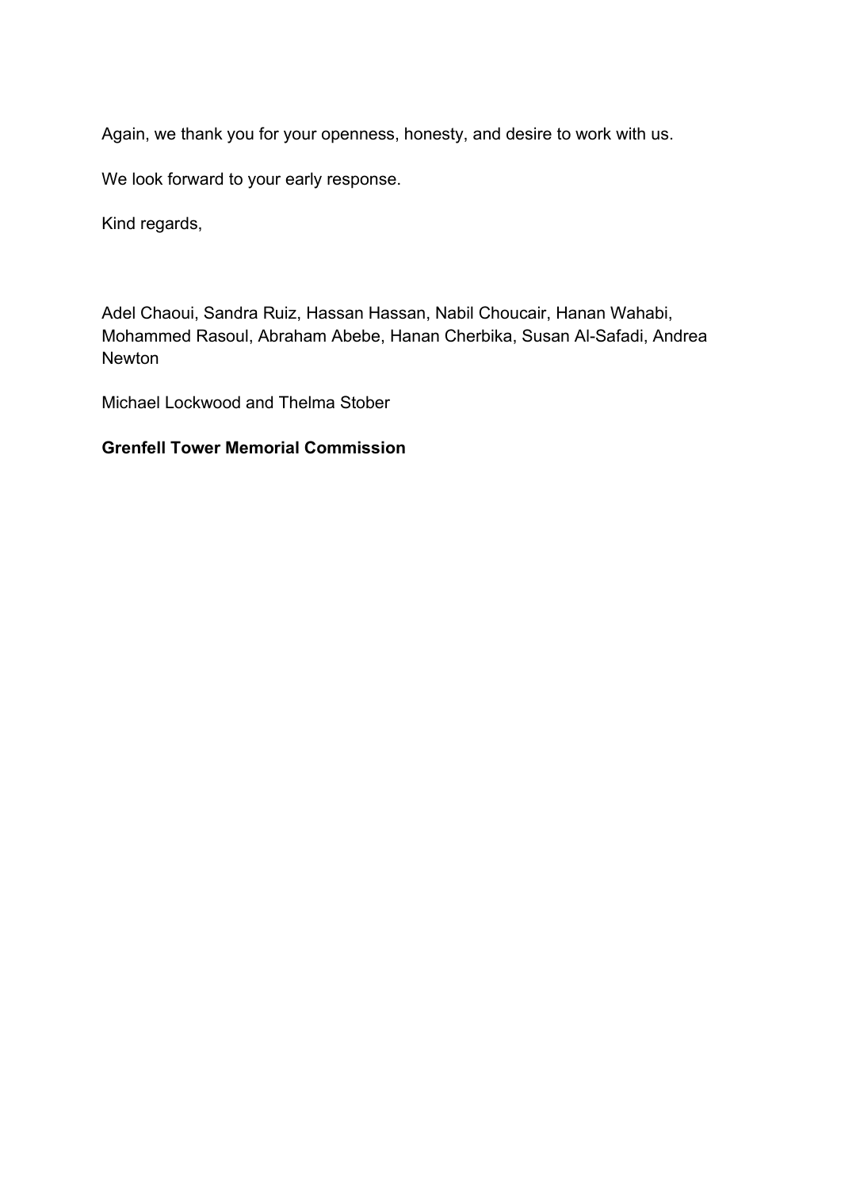Again, we thank you for your openness, honesty, and desire to work with us.

We look forward to your early response.

Kind regards,

Adel Chaoui, Sandra Ruiz, Hassan Hassan, Nabil Choucair, Hanan Wahabi, Mohammed Rasoul, Abraham Abebe, Hanan Cherbika, Susan Al-Safadi, Andrea Newton

Michael Lockwood and Thelma Stober

**Grenfell Tower Memorial Commission**